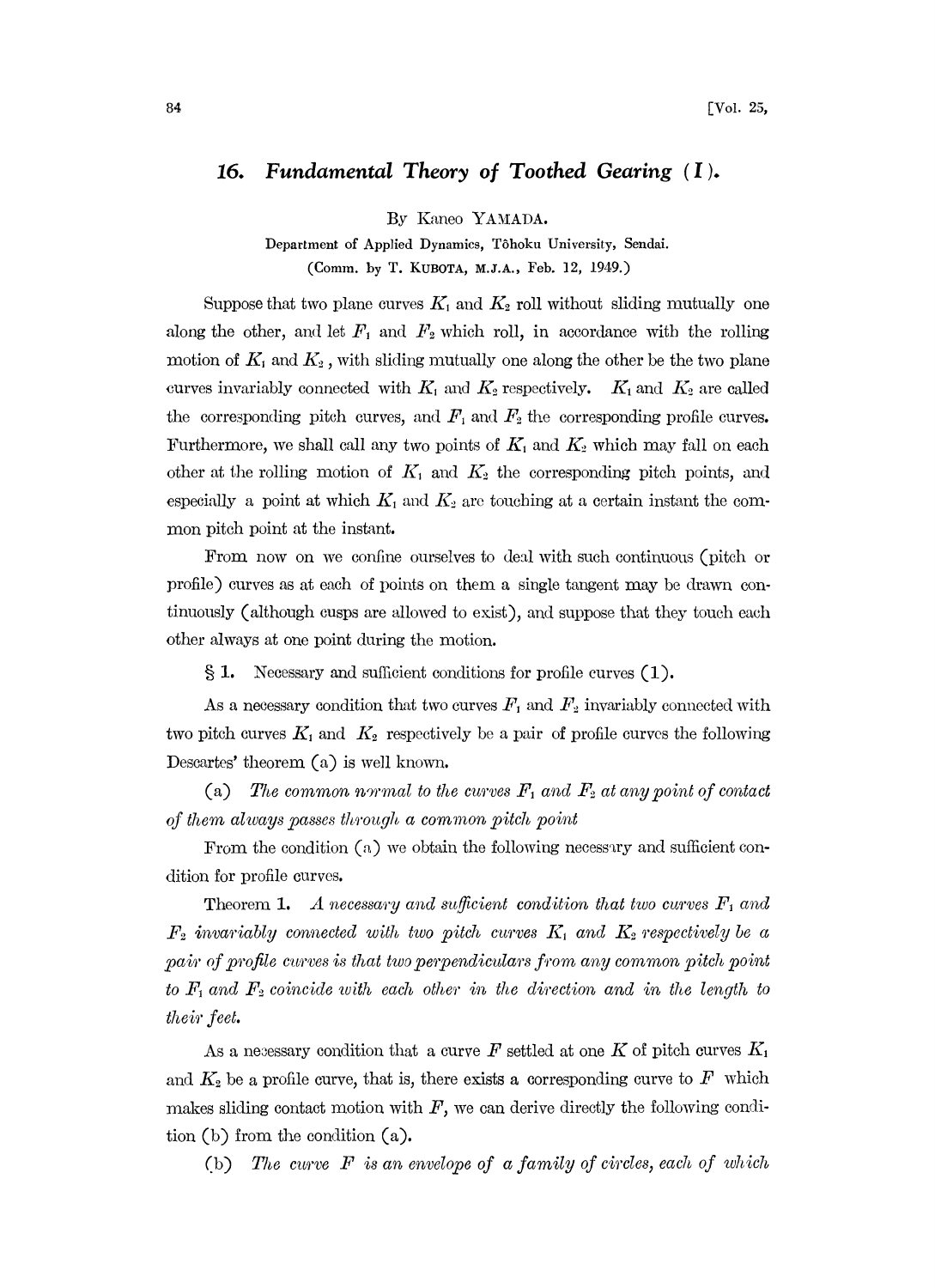## 16. *Fundamental Theory of Toothed Gearing (I).*

By Kaneo YAMADA.

Department of Applied Dynamics, Tôhoku University, Sendai.

(Comm. by T. KUBOTA, M.J.A., Feb. 12, 1949.)

Suppose that two plane curves $K_1$ and $K_2$ roll without sliding mutually one along the other, and let $F_1$ and $F_2$ which roll, in accordance with the rolling motion of $K_1$ and $K_2$, with sliding mutually one along the other be the two plane curves invariably connected with $K_1$ and $K_2$ respectively. $K_1$ and $K_2$ are called the corresponding pitch curves, and $F_1$ and $F_2$ the corresponding profile curves. Furthermore, we shall call any two points of $K_1$ and $K_2$ which may fall on each other at the rolling motion of $K_1$ and $K_2$ the corresponding pitch points, and especially a point at which $K_1$ and $K_2$ are touching at a certain instant the common pitch point at the instant.

From now on we confine ourselves to deal with such continuous (pitch or profile) curves as at each of points on them a single tangent may be drawn continuously (although cusps are allowed to exist), and suppose that they touch each other always at one point during the motion.

§ **1.** Necessary and sufficient conditions for profile curves (1).

As a necessary condition that two curves $F_1$ and $F_2$ invariably connected with two pitch curves $K_1$ and $K_2$ respectively be a pair of profile curves the following Descartes' theorem (a) is well known.

(a) *The common normal to the curves $F_1$ and $F_2$ at any point of contact of them always passes through a common pitch point*

From the condition (a) we obtain the following necessary and sufficient condition for profile curves.

Theorem **1.** *A necessary and sufficient condition that two curves $F_1$ and $F_2$ invariably connected with two pitch curves $K_1$ and $K_2$ respectively be a pair of profile curves is that two perpendiculars from any common pitch point to $F_1$ and $F_2$ coincide with each other in the direction and in the length to their feet.*

As a necessary condition that a curve $F$ settled at one $K$ of pitch curves $K_1$ and $K_2$ be a profile curve, that is, there exists a corresponding curve to $F$ which makes sliding contact motion with $F$, we can derive directly the following condition (b) from the condition (a).

(b) *The curve $F$ is an envelope of a family of circles, each of which*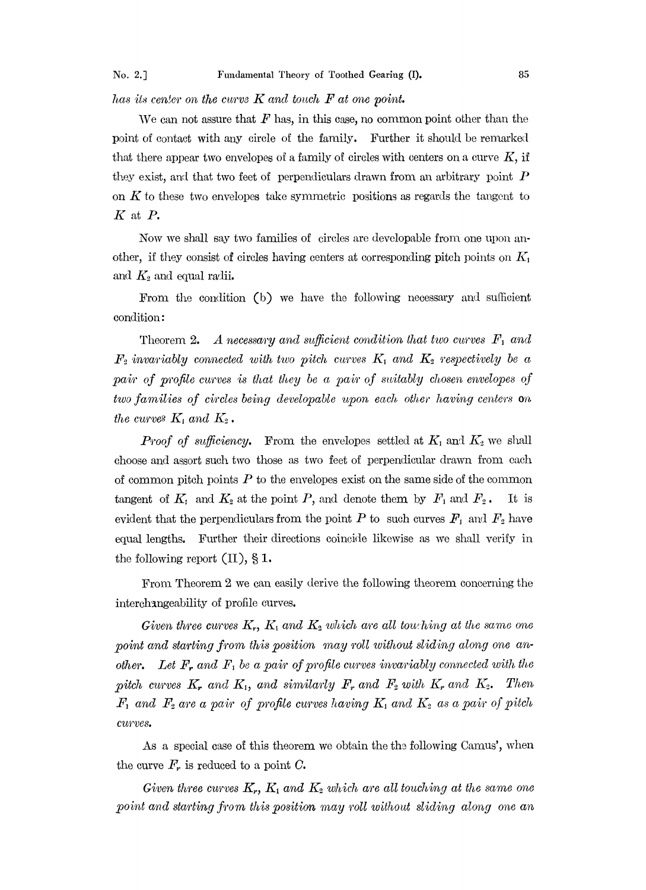*has its center on the curve $K$ and touch $F$ at one point.*

We can not assure that $F$ has, in this case, no common point other than the point of contact with any circle of the family. Further it should be remarked that there appear two envelopes of a family of circles with centers on a curve $K$, if they exist, and that two feet of perpendiculars drawn from an arbitrary point $P$ on $K$ to these two envelopes take symmetric positions as regards the tangent to $K$ at $P$.

Now we shall say two families of circles are developable from one upon another, if they consist of circles having centers at corresponding pitch points on $K_1$ and $K_2$ and equal radii.

From the condition (b) we have the following necessary and sufficient condition:

Theorem 2. *A necessary and sufficient condition that two curves $F_1$ and $F_2$ invariably connected with two pitch curves $K_1$ and $K_2$ respectively be a pair of profile curves is that they be a pair of suitably chosen envelopes of two families of circles being developable upon each other having centers on the curves $K_1$ and $K_2$.*

***Proof of sufficiency.*** From the envelopes settled at $K_1$ and $K_2$ we shall choose and assort such two those as two feet of perpendicular drawn from each of common pitch points $P$ to the envelopes exist on the same side of the common tangent of $K_1$ and $K_2$ at the point $P$, and denote them by $F_1$ and $F_2$. It is evident that the perpendiculars from the point $P$ to such curves $F_1$ and $F_2$ have equal lengths. Further their directions coincide likewise as we shall verify in the following report (II), § 1.

From Theorem 2 we can easily derive the following theorem concerning the interchangeability of profile curves.

*Given three curves $K_r$, $K_1$ and $K_2$ which are all touching at the same one point and starting from this position may roll without sliding along one another. Let $F_r$ and $F_1$ be a pair of profile curves invariably connected with the pitch curves $K_r$ and $K_1$, and similarly $F_r$ and $F_2$ with $K_r$ and $K_2$. Then $F_1$ and $F_2$ are a pair of profile curves having $K_1$ and $K_2$ as a pair of pitch curves.*

As a special case of this theorem we obtain the the following Camus', when the curve $F_r$ is reduced to a point $C$.

*Given three curves $K_r$, $K_1$ and $K_2$ which are all touching at the same one point and starting from this position may roll without sliding along one an*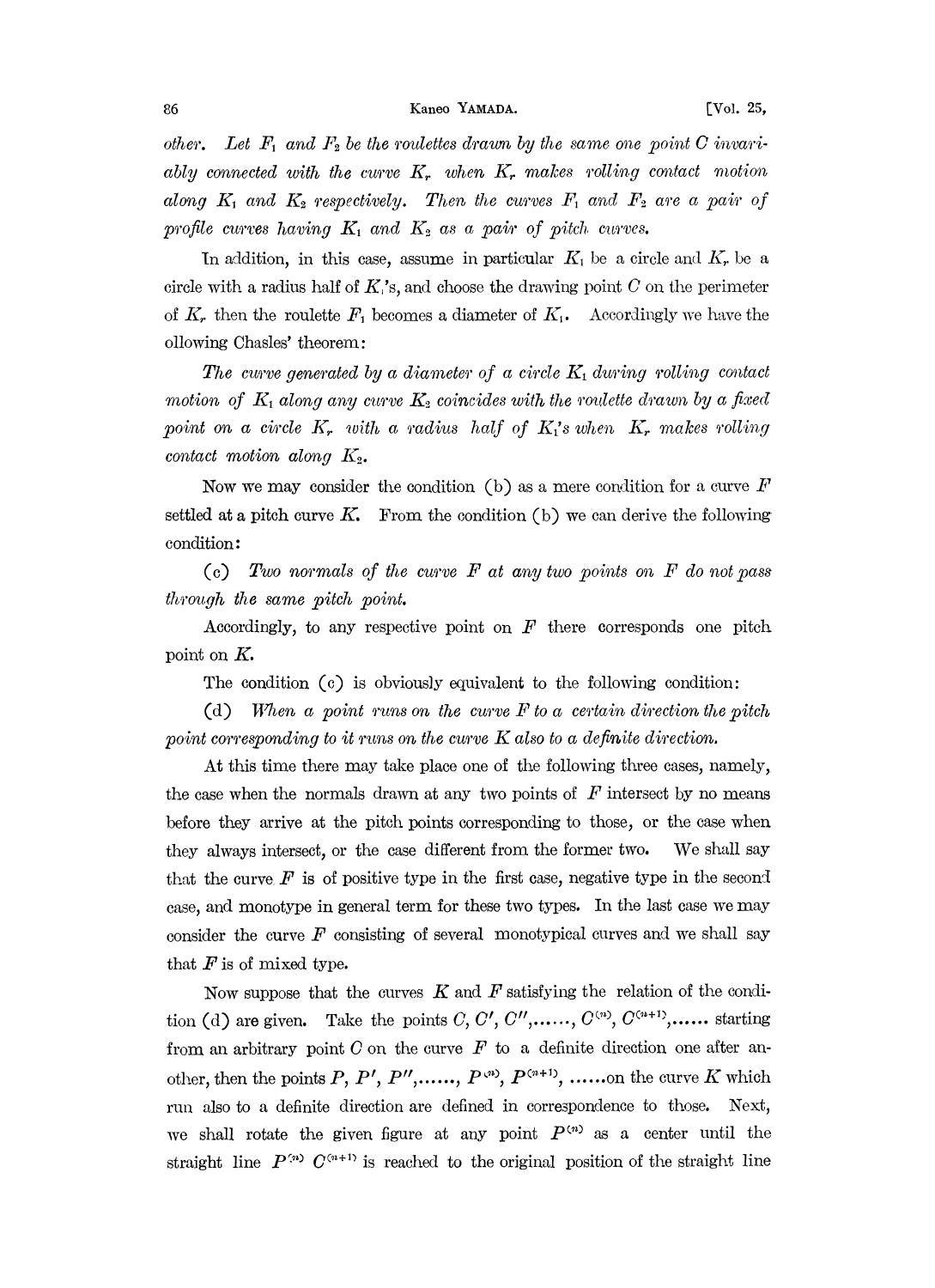*other. Let $F_1$ and $F_2$ be the roulettes drawn by the same one point $C$ invariably connected with the curve $K_r$ when $K_r$ makes rolling contact motion along $K_1$ and $K_2$ respectively. Then the curves $F_1$ and $F_2$ are a pair of profile curves having $K_1$ and $K_2$ as a pair of pitch curves.*

In addition, in this case, assume in particular $K_1$ be a circle and $K_r$ be a circle with a radius half of $K_1$'s, and choose the drawing point $C$ on the perimeter of $K_r$ then the roulette $F_1$ becomes a diameter of $K_1$. Accordingly we have the ollowing Chasles' theorem:

*The curve generated by a diameter of a circle $K_1$ during rolling contact motion of $K_1$ along any curve $K_2$ coincides with the roulette drawn by a fixed point on a circle $K_r$ with a radius half of $K_1$'s when $K_r$ makes rolling contact motion along $K_2$.*

Now we may consider the condition (b) as a mere condition for a curve $F$ settled at a pitch curve $K$. From the condition (b) we can derive the following condition:

(c) *Two normals of the curve $F$ at any two points on $F$ do not pass through the same pitch point.*

Accordingly, to any respective point on $F$ there corresponds one pitch point on $K$.

The condition (c) is obviously equivalent to the following condition:

(d) *When a point runs on the curve $F$ to a certain direction the pitch point corresponding to it runs on the curve $K$ also to a definite direction.*

At this time there may take place one of the following three cases, namely, the case when the normals drawn at any two points of $F$ intersect by no means before they arrive at the pitch points corresponding to those, or the case when they always intersect, or the case different from the former two. We shall say that the curve $F$ is of positive type in the first case, negative type in the second case, and monotype in general term for these two types. In the last case we may consider the curve $F$ consisting of several monotypical curves and we shall say that $F$ is of mixed type.

Now suppose that the curves $K$ and $F$ satisfying the relation of the condition (d) are given. Take the points $C, C', C'', \ldots\ldots, C^{(n)}, C^{(n+1)}, \ldots\ldots$ starting from an arbitrary point $C$ on the curve $F$ to a definite direction one after another, then the points $P, P', P'', \ldots\ldots, P^{(n)}, P^{(n+1)}, \ldots\ldots$ on the curve $K$ which run also to a definite direction are defined in correspondence to those. Next, we shall rotate the given figure at any point $P^{(n)}$ as a center until the straight line $P^{(n)} C^{(n+1)}$ is reached to the original position of the straight line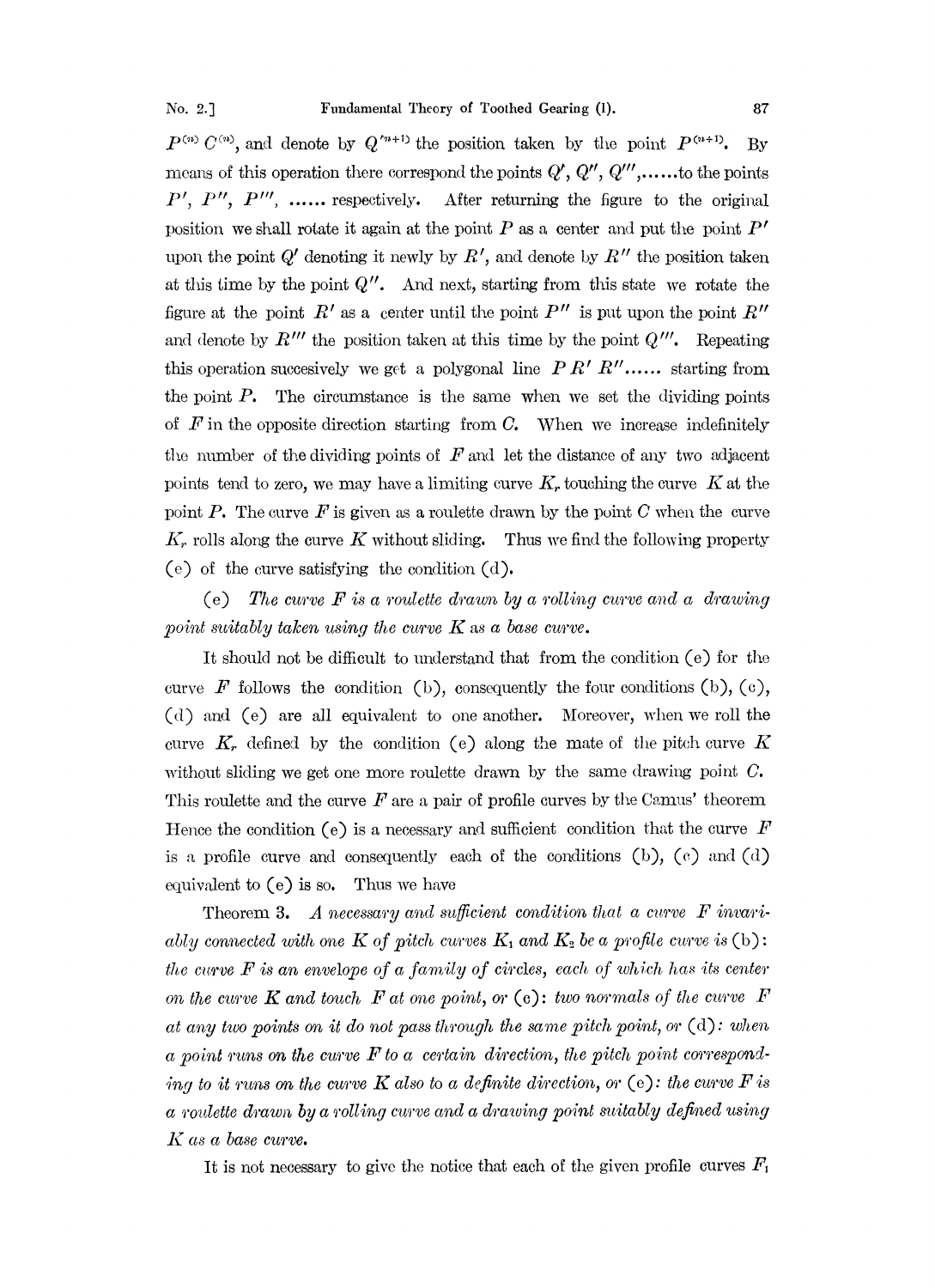$P^{(n)} C^{(n)}$, and denote by $Q'^{(n+1)}$ the position taken by the point $P^{(n+1)}$. By means of this operation there correspond the points $Q'$, $Q''$, $Q'''$,......to the points $P'$, $P''$, $P'''$, ...... respectively. After returning the figure to the original position we shall rotate it again at the point $P$ as a center and put the point $P'$ upon the point $Q'$ denoting it newly by $R'$, and denote by $R''$ the position taken at this time by the point $Q''$. And next, starting from this state we rotate the figure at the point $R'$ as a center until the point $P''$ is put upon the point $R''$ and denote by $R'''$ the position taken at this time by the point $Q'''$. Repeating this operation succesively we get a polygonal line $P R' R''$...... starting from the point $P$. The circumstance is the same when we set the dividing points of $F$ in the opposite direction starting from $C$. When we increase indefinitely the number of the dividing points of $F$ and let the distance of any two adjacent points tend to zero, we may have a limiting curve $K_r$ touching the curve $K$ at the point $P$. The curve $F$ is given as a roulette drawn by the point $C$ when the curve $K_r$ rolls along the curve $K$ without sliding. Thus we find the following property (e) of the curve satisfying the condition (d).

(e) *The curve $F$ is a roulette drawn by a rolling curve and a drawing point suitably taken using the curve $K$ as a base curve.*

It should not be difficult to understand that from the condition (e) for the curve $F$ follows the condition (b), consequently the four conditions (b), (c), (d) and (e) are all equivalent to one another. Moreover, when we roll the curve $K_r$ defined by the condition (e) along the mate of the pitch curve $K$ without sliding we get one more roulette drawn by the same drawing point $C$. This roulette and the curve $F$ are a pair of profile curves by the Camus' theorem Hence the condition (e) is a necessary and sufficient condition that the curve $F$ is a profile curve and consequently each of the conditions (b), (c) and (d) equivalent to (e) is so. Thus we have

Theorem 3. *A necessary and sufficient condition that a curve $F$ invariably connected with one $K$ of pitch curves $K_1$ and $K_2$ be a profile curve is* (b): *the curve $F$ is an envelope of a family of circles, each of which has its center on the curve $K$ and touch $F$ at one point, or* (c): *two normals of the curve $F$ at any two points on it do not pass through the same pitch point, or* (d): *when a point runs on the curve $F$ to a certain direction, the pitch point corresponding to it runs on the curve $K$ also to a definite direction, or* (e): *the curve $F$ is a roulette drawn by a rolling curve and a drawing point suitably defined using $K$ as a base curve.*

It is not necessary to give the notice that each of the given profile curves $F_1$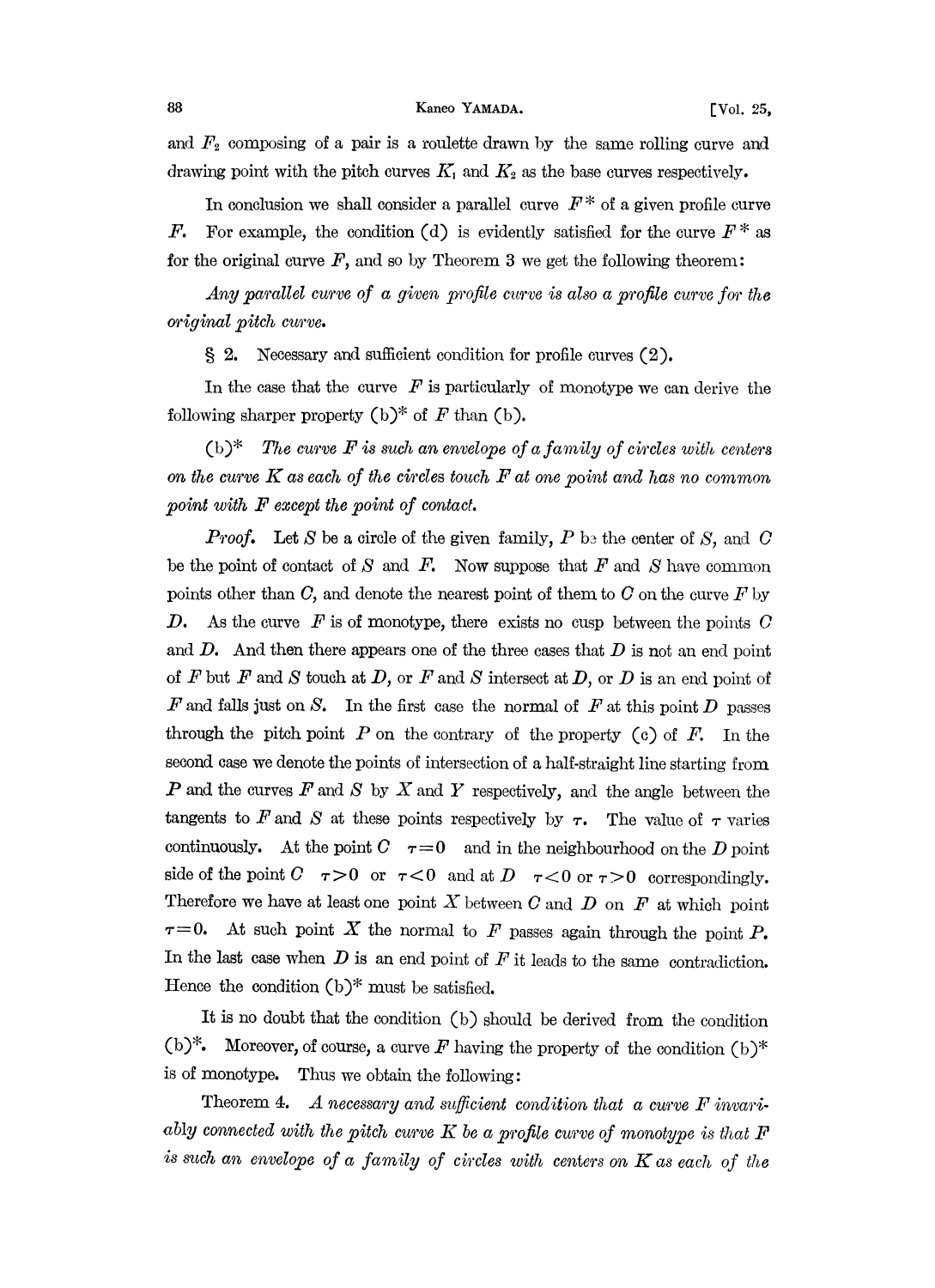and $F_2$ composing of a pair is a roulette drawn by the same rolling curve and drawing point with the pitch curves $K_1$ and $K_2$ as the base curves respectively.

In conclusion we shall consider a parallel curve $F^*$ of a given profile curve $F$. For example, the condition (d) is evidently satisfied for the curve $F^*$ as for the original curve $F$, and so by Theorem 3 we get the following theorem:

*Any parallel curve of a given profile curve is also a profile curve for the original pitch curve.*

§ 2. Necessary and sufficient condition for profile curves (2).

In the case that the curve $F$ is particularly of monotype we can derive the following sharper property (b)* of $F$ than (b).

(b)* *The curve $F$ is such an envelope of a family of circles with centers on the curve $K$ as each of the circles touch $F$ at one point and has no common point with $F$ except the point of contact.*

*Proof.* Let $S$ be a circle of the given family, $P$ be the center of $S$, and $C$ be the point of contact of $S$ and $F$. Now suppose that $F$ and $S$ have common points other than $C$, and denote the nearest point of them to $C$ on the curve $F$ by $D$. As the curve $F$ is of monotype, there exists no cusp between the points $C$ and $D$. And then there appears one of the three cases that $D$ is not an end point of $F$ but $F$ and $S$ touch at $D$, or $F$ and $S$ intersect at $D$, or $D$ is an end point of $F$ and falls just on $S$. In the first case the normal of $F$ at this point $D$ passes through the pitch point $P$ on the contrary of the property (c) of $F$. In the second case we denote the points of intersection of a half-straight line starting from $P$ and the curves $F$ and $S$ by $X$ and $Y$ respectively, and the angle between the tangents to $F$ and $S$ at these points respectively by $\tau$. The value of $\tau$ varies continuously. At the point $C$ $\tau=0$ and in the neighbourhood on the $D$ point side of the point $C$ $\tau>0$ or $\tau<0$ and at $D$ $\tau<0$ or $\tau>0$ correspondingly. Therefore we have at least one point $X$ between $C$ and $D$ on $F$ at which point $\tau=0$. At such point $X$ the normal to $F$ passes again through the point $P$. In the last case when $D$ is an end point of $F$ it leads to the same contradiction. Hence the condition (b)* must be satisfied.

It is no doubt that the condition (b) should be derived from the condition (b)*. Moreover, of course, a curve $F$ having the property of the condition (b)* is of monotype. Thus we obtain the following:

Theorem 4. *A necessary and sufficient condition that a curve $F$ invariably connected with the pitch curve $K$ be a profile curve of monotype is that $F$ is such an envelope of a family of circles with centers on $K$ as each of the*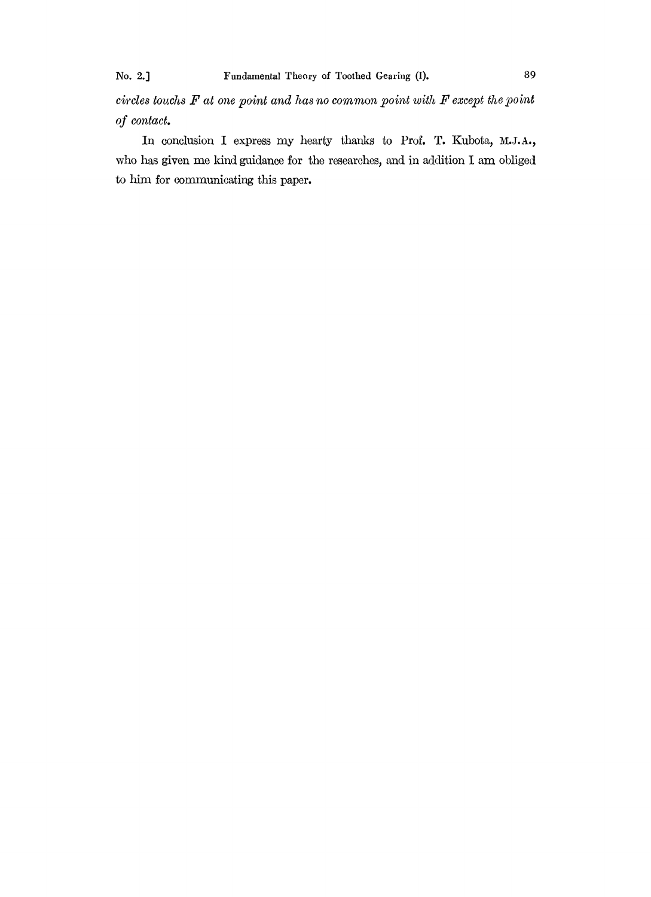*circles touchs $F$ at one point and has no common point with $F$ except the point of contact.*

In conclusion I express my hearty thanks to Prof. T. Kubota, M.J.A., who has given me kind guidance for the researches, and in addition I am obliged to him for communicating this paper.